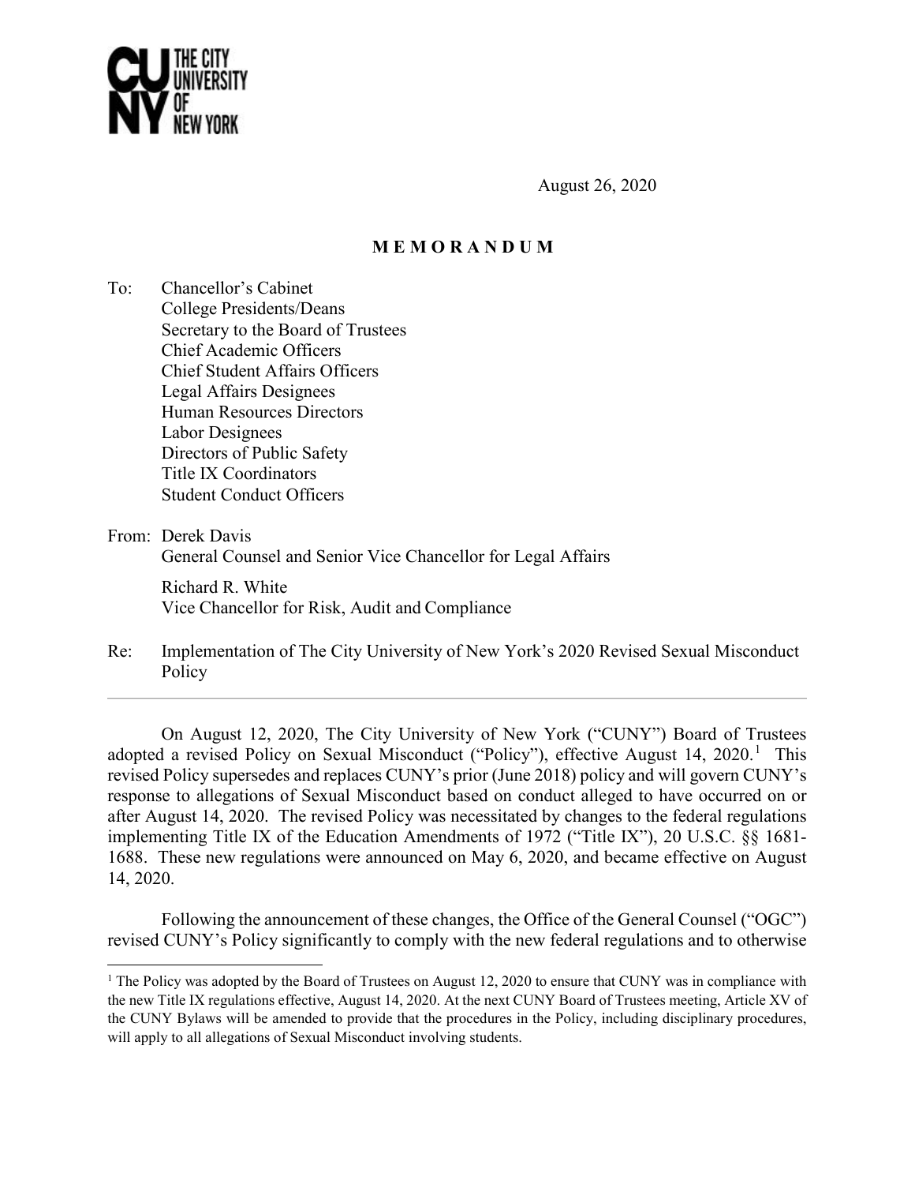THE CITY UNIVERSITY OF NEW YORK

August 26, 2020

**M E M O R A N D U M**

To: Chancellor's Cabinet
College Presidents/Deans
Secretary to the Board of Trustees
Chief Academic Officers
Chief Student Affairs Officers
Legal Affairs Designees
Human Resources Directors
Labor Designees
Directors of Public Safety
Title IX Coordinators
Student Conduct Officers

From: Derek Davis
General Counsel and Senior Vice Chancellor for Legal Affairs

Richard R. White
Vice Chancellor for Risk, Audit and Compliance

Re: Implementation of The City University of New York's 2020 Revised Sexual Misconduct Policy

---

On August 12, 2020, The City University of New York ("CUNY") Board of Trustees adopted a revised Policy on Sexual Misconduct ("Policy"), effective August 14, 2020.[1] This revised Policy supersedes and replaces CUNY's prior (June 2018) policy and will govern CUNY's response to allegations of Sexual Misconduct based on conduct alleged to have occurred on or after August 14, 2020. The revised Policy was necessitated by changes to the federal regulations implementing Title IX of the Education Amendments of 1972 ("Title IX"), 20 U.S.C. §§ 1681-1688. These new regulations were announced on May 6, 2020, and became effective on August 14, 2020.

Following the announcement of these changes, the Office of the General Counsel ("OGC") revised CUNY's Policy significantly to comply with the new federal regulations and to otherwise

[1] The Policy was adopted by the Board of Trustees on August 12, 2020 to ensure that CUNY was in compliance with the new Title IX regulations effective, August 14, 2020. At the next CUNY Board of Trustees meeting, Article XV of the CUNY Bylaws will be amended to provide that the procedures in the Policy, including disciplinary procedures, will apply to all allegations of Sexual Misconduct involving students.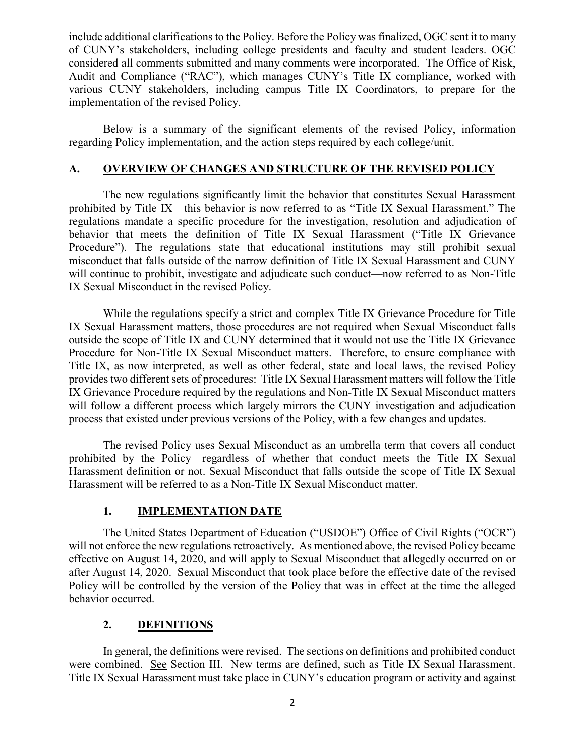include additional clarifications to the Policy. Before the Policy was finalized, OGC sent it to many of CUNY's stakeholders, including college presidents and faculty and student leaders. OGC considered all comments submitted and many comments were incorporated. The Office of Risk, Audit and Compliance ("RAC"), which manages CUNY's Title IX compliance, worked with various CUNY stakeholders, including campus Title IX Coordinators, to prepare for the implementation of the revised Policy.

Below is a summary of the significant elements of the revised Policy, information regarding Policy implementation, and the action steps required by each college/unit.

## A. OVERVIEW OF CHANGES AND STRUCTURE OF THE REVISED POLICY

The new regulations significantly limit the behavior that constitutes Sexual Harassment prohibited by Title IX—this behavior is now referred to as "Title IX Sexual Harassment." The regulations mandate a specific procedure for the investigation, resolution and adjudication of behavior that meets the definition of Title IX Sexual Harassment ("Title IX Grievance Procedure"). The regulations state that educational institutions may still prohibit sexual misconduct that falls outside of the narrow definition of Title IX Sexual Harassment and CUNY will continue to prohibit, investigate and adjudicate such conduct—now referred to as Non-Title IX Sexual Misconduct in the revised Policy.

While the regulations specify a strict and complex Title IX Grievance Procedure for Title IX Sexual Harassment matters, those procedures are not required when Sexual Misconduct falls outside the scope of Title IX and CUNY determined that it would not use the Title IX Grievance Procedure for Non-Title IX Sexual Misconduct matters. Therefore, to ensure compliance with Title IX, as now interpreted, as well as other federal, state and local laws, the revised Policy provides two different sets of procedures: Title IX Sexual Harassment matters will follow the Title IX Grievance Procedure required by the regulations and Non-Title IX Sexual Misconduct matters will follow a different process which largely mirrors the CUNY investigation and adjudication process that existed under previous versions of the Policy, with a few changes and updates.

The revised Policy uses Sexual Misconduct as an umbrella term that covers all conduct prohibited by the Policy—regardless of whether that conduct meets the Title IX Sexual Harassment definition or not. Sexual Misconduct that falls outside the scope of Title IX Sexual Harassment will be referred to as a Non-Title IX Sexual Misconduct matter.

### 1. IMPLEMENTATION DATE

The United States Department of Education ("USDOE") Office of Civil Rights ("OCR") will not enforce the new regulations retroactively. As mentioned above, the revised Policy became effective on August 14, 2020, and will apply to Sexual Misconduct that allegedly occurred on or after August 14, 2020. Sexual Misconduct that took place before the effective date of the revised Policy will be controlled by the version of the Policy that was in effect at the time the alleged behavior occurred.

### 2. DEFINITIONS

In general, the definitions were revised. The sections on definitions and prohibited conduct were combined. See Section III. New terms are defined, such as Title IX Sexual Harassment. Title IX Sexual Harassment must take place in CUNY's education program or activity and against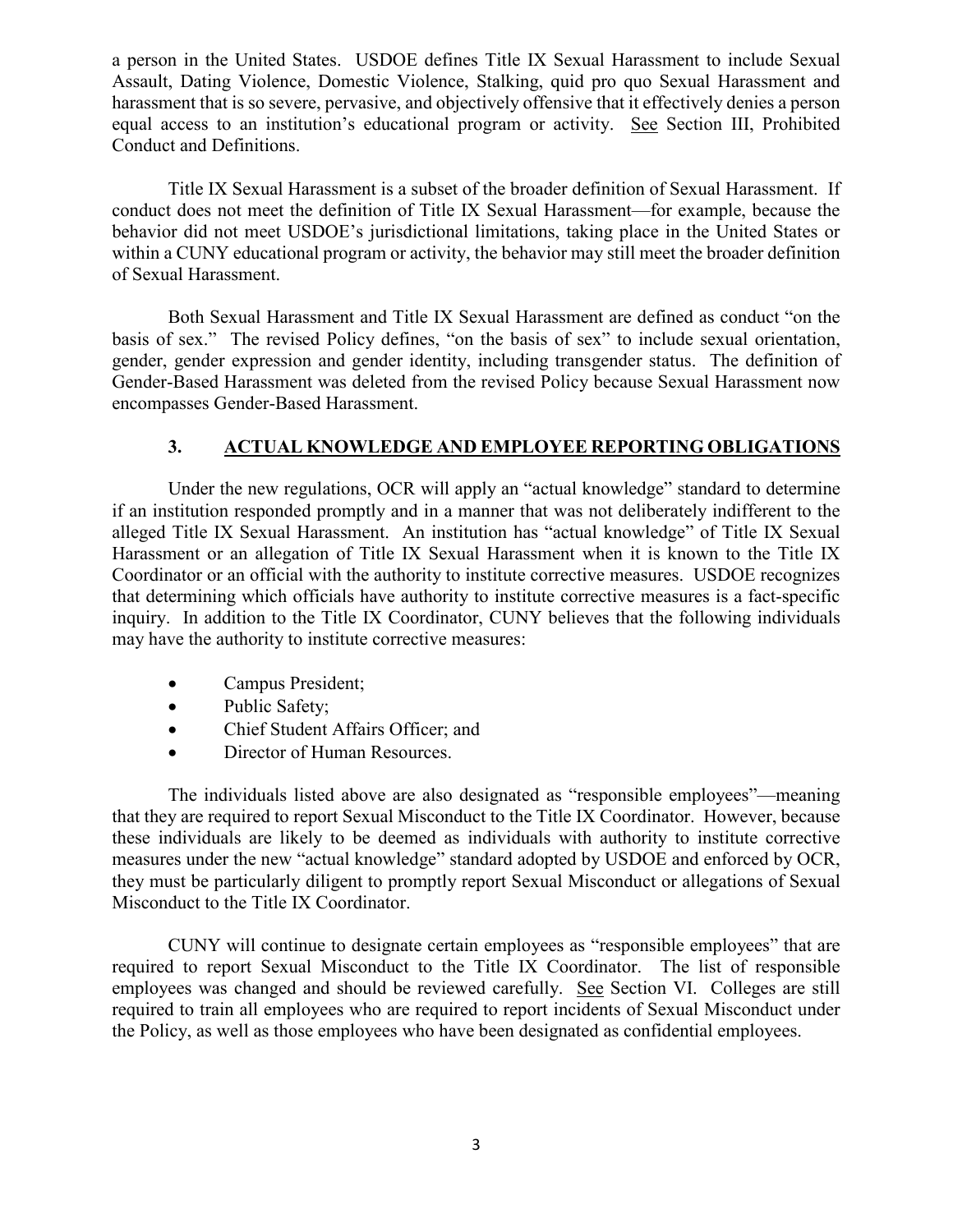a person in the United States. USDOE defines Title IX Sexual Harassment to include Sexual Assault, Dating Violence, Domestic Violence, Stalking, quid pro quo Sexual Harassment and harassment that is so severe, pervasive, and objectively offensive that it effectively denies a person equal access to an institution's educational program or activity. See Section III, Prohibited Conduct and Definitions.

Title IX Sexual Harassment is a subset of the broader definition of Sexual Harassment. If conduct does not meet the definition of Title IX Sexual Harassment—for example, because the behavior did not meet USDOE's jurisdictional limitations, taking place in the United States or within a CUNY educational program or activity, the behavior may still meet the broader definition of Sexual Harassment.

Both Sexual Harassment and Title IX Sexual Harassment are defined as conduct "on the basis of sex." The revised Policy defines, "on the basis of sex" to include sexual orientation, gender, gender expression and gender identity, including transgender status. The definition of Gender-Based Harassment was deleted from the revised Policy because Sexual Harassment now encompasses Gender-Based Harassment.

### 3. ACTUAL KNOWLEDGE AND EMPLOYEE REPORTING OBLIGATIONS

Under the new regulations, OCR will apply an "actual knowledge" standard to determine if an institution responded promptly and in a manner that was not deliberately indifferent to the alleged Title IX Sexual Harassment. An institution has "actual knowledge" of Title IX Sexual Harassment or an allegation of Title IX Sexual Harassment when it is known to the Title IX Coordinator or an official with the authority to institute corrective measures. USDOE recognizes that determining which officials have authority to institute corrective measures is a fact-specific inquiry. In addition to the Title IX Coordinator, CUNY believes that the following individuals may have the authority to institute corrective measures:

- Campus President;
- Public Safety;
- Chief Student Affairs Officer; and
- Director of Human Resources.

The individuals listed above are also designated as "responsible employees"—meaning that they are required to report Sexual Misconduct to the Title IX Coordinator. However, because these individuals are likely to be deemed as individuals with authority to institute corrective measures under the new "actual knowledge" standard adopted by USDOE and enforced by OCR, they must be particularly diligent to promptly report Sexual Misconduct or allegations of Sexual Misconduct to the Title IX Coordinator.

CUNY will continue to designate certain employees as "responsible employees" that are required to report Sexual Misconduct to the Title IX Coordinator. The list of responsible employees was changed and should be reviewed carefully. See Section VI. Colleges are still required to train all employees who are required to report incidents of Sexual Misconduct under the Policy, as well as those employees who have been designated as confidential employees.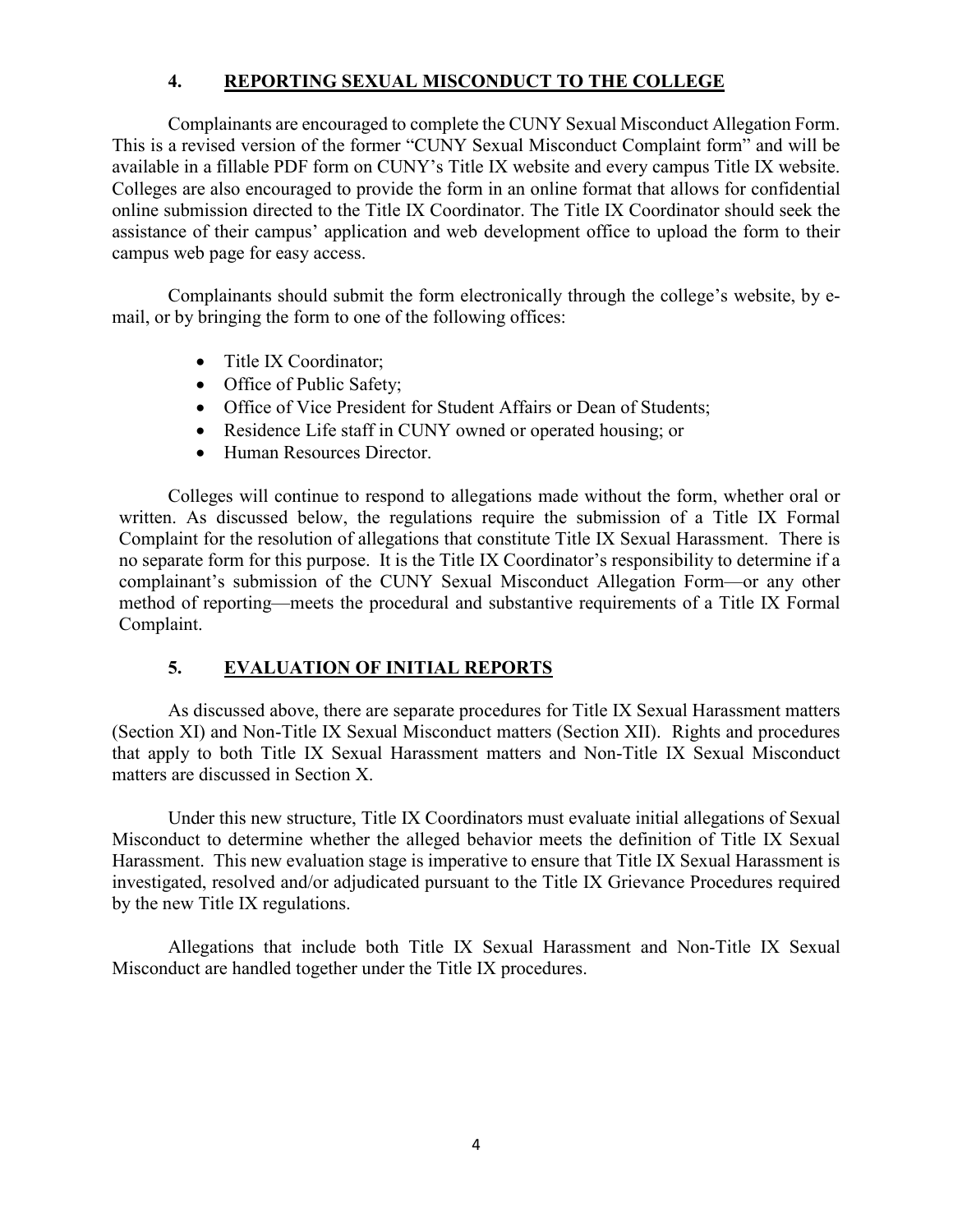## 4. REPORTING SEXUAL MISCONDUCT TO THE COLLEGE

Complainants are encouraged to complete the CUNY Sexual Misconduct Allegation Form. This is a revised version of the former "CUNY Sexual Misconduct Complaint form" and will be available in a fillable PDF form on CUNY's Title IX website and every campus Title IX website. Colleges are also encouraged to provide the form in an online format that allows for confidential online submission directed to the Title IX Coordinator. The Title IX Coordinator should seek the assistance of their campus' application and web development office to upload the form to their campus web page for easy access.

Complainants should submit the form electronically through the college's website, by e-mail, or by bringing the form to one of the following offices:

- Title IX Coordinator;
- Office of Public Safety;
- Office of Vice President for Student Affairs or Dean of Students;
- Residence Life staff in CUNY owned or operated housing; or
- Human Resources Director.

Colleges will continue to respond to allegations made without the form, whether oral or written. As discussed below, the regulations require the submission of a Title IX Formal Complaint for the resolution of allegations that constitute Title IX Sexual Harassment. There is no separate form for this purpose. It is the Title IX Coordinator's responsibility to determine if a complainant's submission of the CUNY Sexual Misconduct Allegation Form—or any other method of reporting—meets the procedural and substantive requirements of a Title IX Formal Complaint.

## 5. EVALUATION OF INITIAL REPORTS

As discussed above, there are separate procedures for Title IX Sexual Harassment matters (Section XI) and Non-Title IX Sexual Misconduct matters (Section XII). Rights and procedures that apply to both Title IX Sexual Harassment matters and Non-Title IX Sexual Misconduct matters are discussed in Section X.

Under this new structure, Title IX Coordinators must evaluate initial allegations of Sexual Misconduct to determine whether the alleged behavior meets the definition of Title IX Sexual Harassment. This new evaluation stage is imperative to ensure that Title IX Sexual Harassment is investigated, resolved and/or adjudicated pursuant to the Title IX Grievance Procedures required by the new Title IX regulations.

Allegations that include both Title IX Sexual Harassment and Non-Title IX Sexual Misconduct are handled together under the Title IX procedures.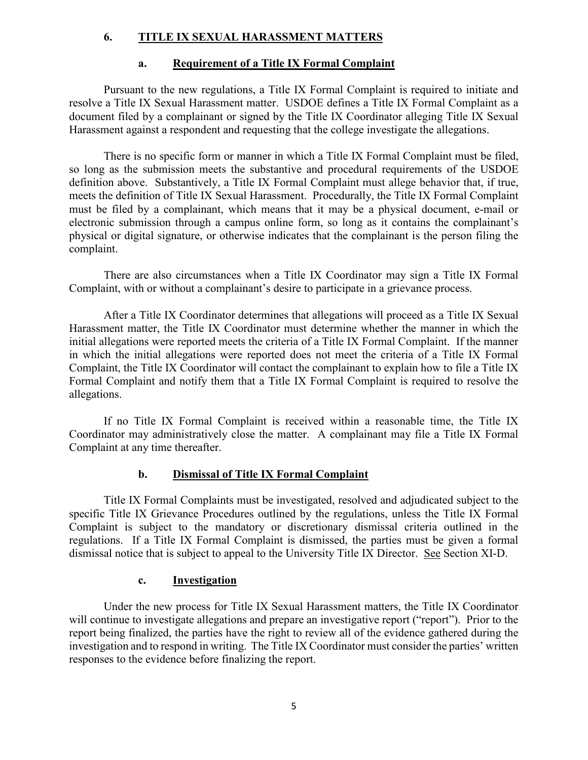## 6. TITLE IX SEXUAL HARASSMENT MATTERS

### a. Requirement of a Title IX Formal Complaint

Pursuant to the new regulations, a Title IX Formal Complaint is required to initiate and resolve a Title IX Sexual Harassment matter. USDOE defines a Title IX Formal Complaint as a document filed by a complainant or signed by the Title IX Coordinator alleging Title IX Sexual Harassment against a respondent and requesting that the college investigate the allegations.

There is no specific form or manner in which a Title IX Formal Complaint must be filed, so long as the submission meets the substantive and procedural requirements of the USDOE definition above. Substantively, a Title IX Formal Complaint must allege behavior that, if true, meets the definition of Title IX Sexual Harassment. Procedurally, the Title IX Formal Complaint must be filed by a complainant, which means that it may be a physical document, e-mail or electronic submission through a campus online form, so long as it contains the complainant's physical or digital signature, or otherwise indicates that the complainant is the person filing the complaint.

There are also circumstances when a Title IX Coordinator may sign a Title IX Formal Complaint, with or without a complainant's desire to participate in a grievance process.

After a Title IX Coordinator determines that allegations will proceed as a Title IX Sexual Harassment matter, the Title IX Coordinator must determine whether the manner in which the initial allegations were reported meets the criteria of a Title IX Formal Complaint. If the manner in which the initial allegations were reported does not meet the criteria of a Title IX Formal Complaint, the Title IX Coordinator will contact the complainant to explain how to file a Title IX Formal Complaint and notify them that a Title IX Formal Complaint is required to resolve the allegations.

If no Title IX Formal Complaint is received within a reasonable time, the Title IX Coordinator may administratively close the matter. A complainant may file a Title IX Formal Complaint at any time thereafter.

### b. Dismissal of Title IX Formal Complaint

Title IX Formal Complaints must be investigated, resolved and adjudicated subject to the specific Title IX Grievance Procedures outlined by the regulations, unless the Title IX Formal Complaint is subject to the mandatory or discretionary dismissal criteria outlined in the regulations. If a Title IX Formal Complaint is dismissed, the parties must be given a formal dismissal notice that is subject to appeal to the University Title IX Director. See Section XI-D.

### c. Investigation

Under the new process for Title IX Sexual Harassment matters, the Title IX Coordinator will continue to investigate allegations and prepare an investigative report ("report"). Prior to the report being finalized, the parties have the right to review all of the evidence gathered during the investigation and to respond in writing. The Title IX Coordinator must consider the parties' written responses to the evidence before finalizing the report.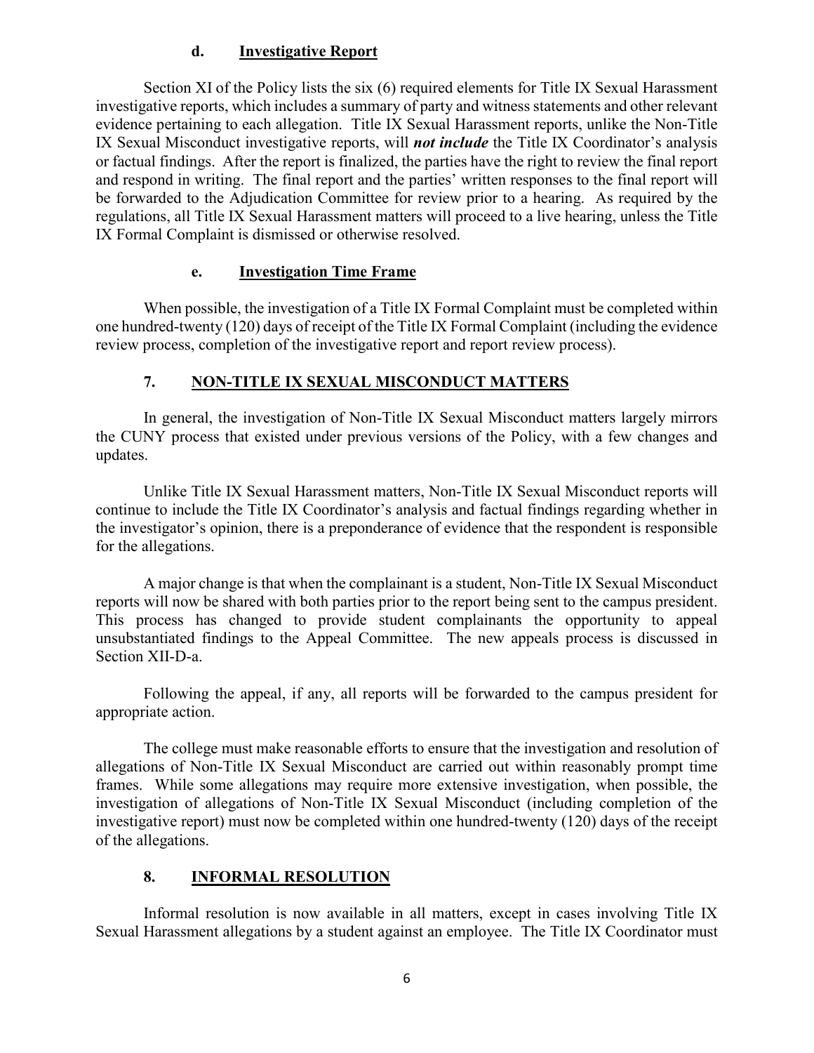#### d. **Investigative Report**

Section XI of the Policy lists the six (6) required elements for Title IX Sexual Harassment investigative reports, which includes a summary of party and witness statements and other relevant evidence pertaining to each allegation. Title IX Sexual Harassment reports, unlike the Non-Title IX Sexual Misconduct investigative reports, will ***not include*** the Title IX Coordinator's analysis or factual findings. After the report is finalized, the parties have the right to review the final report and respond in writing. The final report and the parties' written responses to the final report will be forwarded to the Adjudication Committee for review prior to a hearing. As required by the regulations, all Title IX Sexual Harassment matters will proceed to a live hearing, unless the Title IX Formal Complaint is dismissed or otherwise resolved.

#### e. **Investigation Time Frame**

When possible, the investigation of a Title IX Formal Complaint must be completed within one hundred-twenty (120) days of receipt of the Title IX Formal Complaint (including the evidence review process, completion of the investigative report and report review process).

### 7. **NON-TITLE IX SEXUAL MISCONDUCT MATTERS**

In general, the investigation of Non-Title IX Sexual Misconduct matters largely mirrors the CUNY process that existed under previous versions of the Policy, with a few changes and updates.

Unlike Title IX Sexual Harassment matters, Non-Title IX Sexual Misconduct reports will continue to include the Title IX Coordinator's analysis and factual findings regarding whether in the investigator's opinion, there is a preponderance of evidence that the respondent is responsible for the allegations.

A major change is that when the complainant is a student, Non-Title IX Sexual Misconduct reports will now be shared with both parties prior to the report being sent to the campus president. This process has changed to provide student complainants the opportunity to appeal unsubstantiated findings to the Appeal Committee. The new appeals process is discussed in Section XII-D-a.

Following the appeal, if any, all reports will be forwarded to the campus president for appropriate action.

The college must make reasonable efforts to ensure that the investigation and resolution of allegations of Non-Title IX Sexual Misconduct are carried out within reasonably prompt time frames. While some allegations may require more extensive investigation, when possible, the investigation of allegations of Non-Title IX Sexual Misconduct (including completion of the investigative report) must now be completed within one hundred-twenty (120) days of the receipt of the allegations.

### 8. **INFORMAL RESOLUTION**

Informal resolution is now available in all matters, except in cases involving Title IX Sexual Harassment allegations by a student against an employee. The Title IX Coordinator must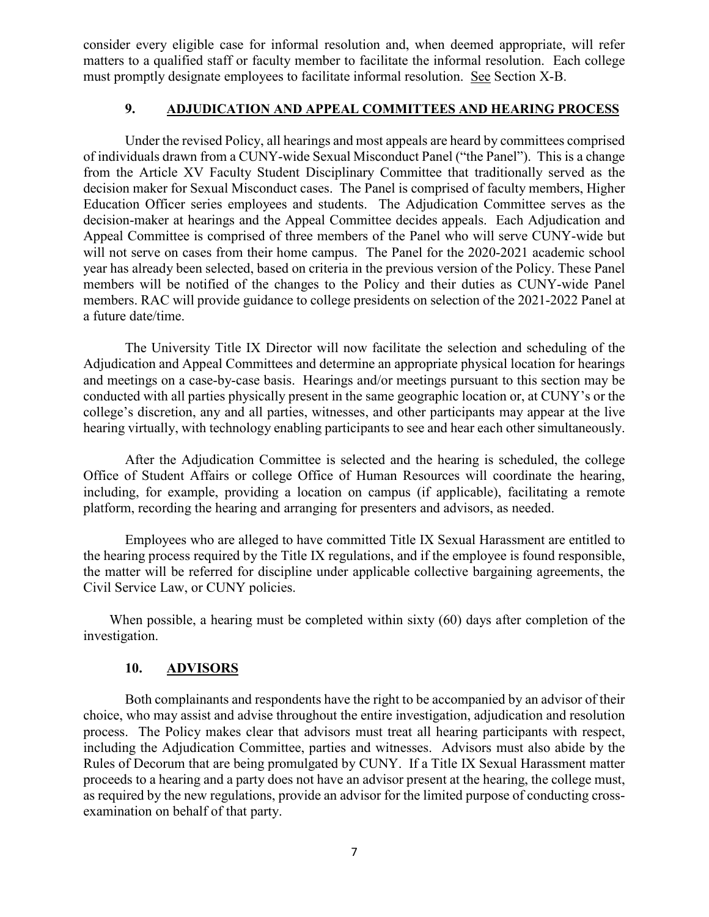consider every eligible case for informal resolution and, when deemed appropriate, will refer matters to a qualified staff or faculty member to facilitate the informal resolution. Each college must promptly designate employees to facilitate informal resolution. See Section X-B.

### 9. ADJUDICATION AND APPEAL COMMITTEES AND HEARING PROCESS

Under the revised Policy, all hearings and most appeals are heard by committees comprised of individuals drawn from a CUNY-wide Sexual Misconduct Panel ("the Panel"). This is a change from the Article XV Faculty Student Disciplinary Committee that traditionally served as the decision maker for Sexual Misconduct cases. The Panel is comprised of faculty members, Higher Education Officer series employees and students. The Adjudication Committee serves as the decision-maker at hearings and the Appeal Committee decides appeals. Each Adjudication and Appeal Committee is comprised of three members of the Panel who will serve CUNY-wide but will not serve on cases from their home campus. The Panel for the 2020-2021 academic school year has already been selected, based on criteria in the previous version of the Policy. These Panel members will be notified of the changes to the Policy and their duties as CUNY-wide Panel members. RAC will provide guidance to college presidents on selection of the 2021-2022 Panel at a future date/time.

The University Title IX Director will now facilitate the selection and scheduling of the Adjudication and Appeal Committees and determine an appropriate physical location for hearings and meetings on a case-by-case basis. Hearings and/or meetings pursuant to this section may be conducted with all parties physically present in the same geographic location or, at CUNY's or the college's discretion, any and all parties, witnesses, and other participants may appear at the live hearing virtually, with technology enabling participants to see and hear each other simultaneously.

After the Adjudication Committee is selected and the hearing is scheduled, the college Office of Student Affairs or college Office of Human Resources will coordinate the hearing, including, for example, providing a location on campus (if applicable), facilitating a remote platform, recording the hearing and arranging for presenters and advisors, as needed.

Employees who are alleged to have committed Title IX Sexual Harassment are entitled to the hearing process required by the Title IX regulations, and if the employee is found responsible, the matter will be referred for discipline under applicable collective bargaining agreements, the Civil Service Law, or CUNY policies.

When possible, a hearing must be completed within sixty (60) days after completion of the investigation.

### 10. ADVISORS

Both complainants and respondents have the right to be accompanied by an advisor of their choice, who may assist and advise throughout the entire investigation, adjudication and resolution process. The Policy makes clear that advisors must treat all hearing participants with respect, including the Adjudication Committee, parties and witnesses. Advisors must also abide by the Rules of Decorum that are being promulgated by CUNY. If a Title IX Sexual Harassment matter proceeds to a hearing and a party does not have an advisor present at the hearing, the college must, as required by the new regulations, provide an advisor for the limited purpose of conducting cross-examination on behalf of that party.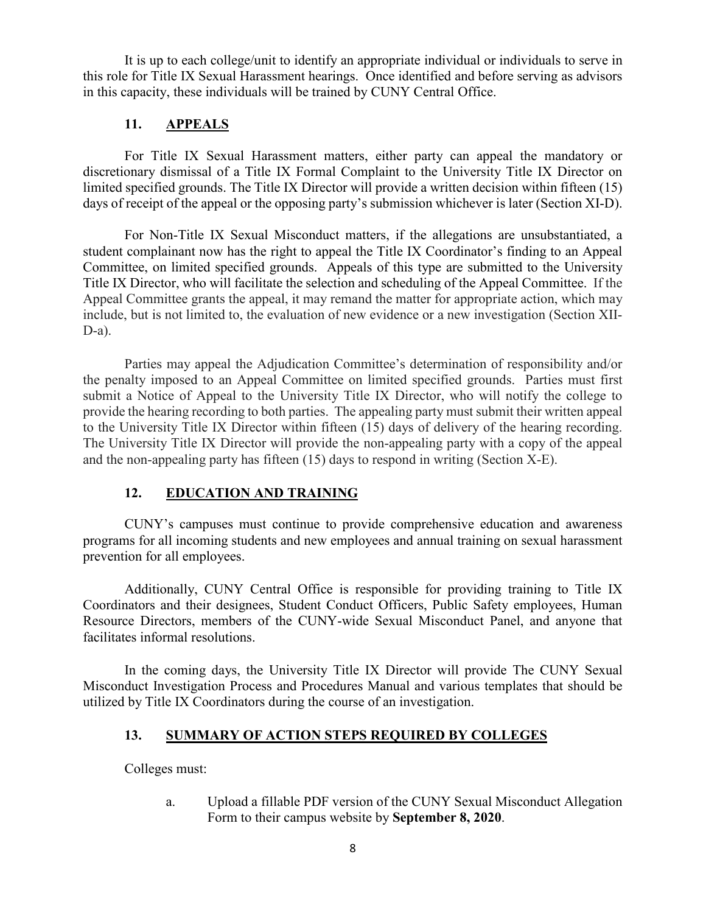It is up to each college/unit to identify an appropriate individual or individuals to serve in this role for Title IX Sexual Harassment hearings. Once identified and before serving as advisors in this capacity, these individuals will be trained by CUNY Central Office.

## 11. APPEALS

For Title IX Sexual Harassment matters, either party can appeal the mandatory or discretionary dismissal of a Title IX Formal Complaint to the University Title IX Director on limited specified grounds. The Title IX Director will provide a written decision within fifteen (15) days of receipt of the appeal or the opposing party's submission whichever is later (Section XI-D).

For Non-Title IX Sexual Misconduct matters, if the allegations are unsubstantiated, a student complainant now has the right to appeal the Title IX Coordinator's finding to an Appeal Committee, on limited specified grounds. Appeals of this type are submitted to the University Title IX Director, who will facilitate the selection and scheduling of the Appeal Committee. If the Appeal Committee grants the appeal, it may remand the matter for appropriate action, which may include, but is not limited to, the evaluation of new evidence or a new investigation (Section XII-D-a).

Parties may appeal the Adjudication Committee's determination of responsibility and/or the penalty imposed to an Appeal Committee on limited specified grounds. Parties must first submit a Notice of Appeal to the University Title IX Director, who will notify the college to provide the hearing recording to both parties. The appealing party must submit their written appeal to the University Title IX Director within fifteen (15) days of delivery of the hearing recording. The University Title IX Director will provide the non-appealing party with a copy of the appeal and the non-appealing party has fifteen (15) days to respond in writing (Section X-E).

## 12. EDUCATION AND TRAINING

CUNY's campuses must continue to provide comprehensive education and awareness programs for all incoming students and new employees and annual training on sexual harassment prevention for all employees.

Additionally, CUNY Central Office is responsible for providing training to Title IX Coordinators and their designees, Student Conduct Officers, Public Safety employees, Human Resource Directors, members of the CUNY-wide Sexual Misconduct Panel, and anyone that facilitates informal resolutions.

In the coming days, the University Title IX Director will provide The CUNY Sexual Misconduct Investigation Process and Procedures Manual and various templates that should be utilized by Title IX Coordinators during the course of an investigation.

## 13. SUMMARY OF ACTION STEPS REQUIRED BY COLLEGES

Colleges must:

a. Upload a fillable PDF version of the CUNY Sexual Misconduct Allegation Form to their campus website by **September 8, 2020**.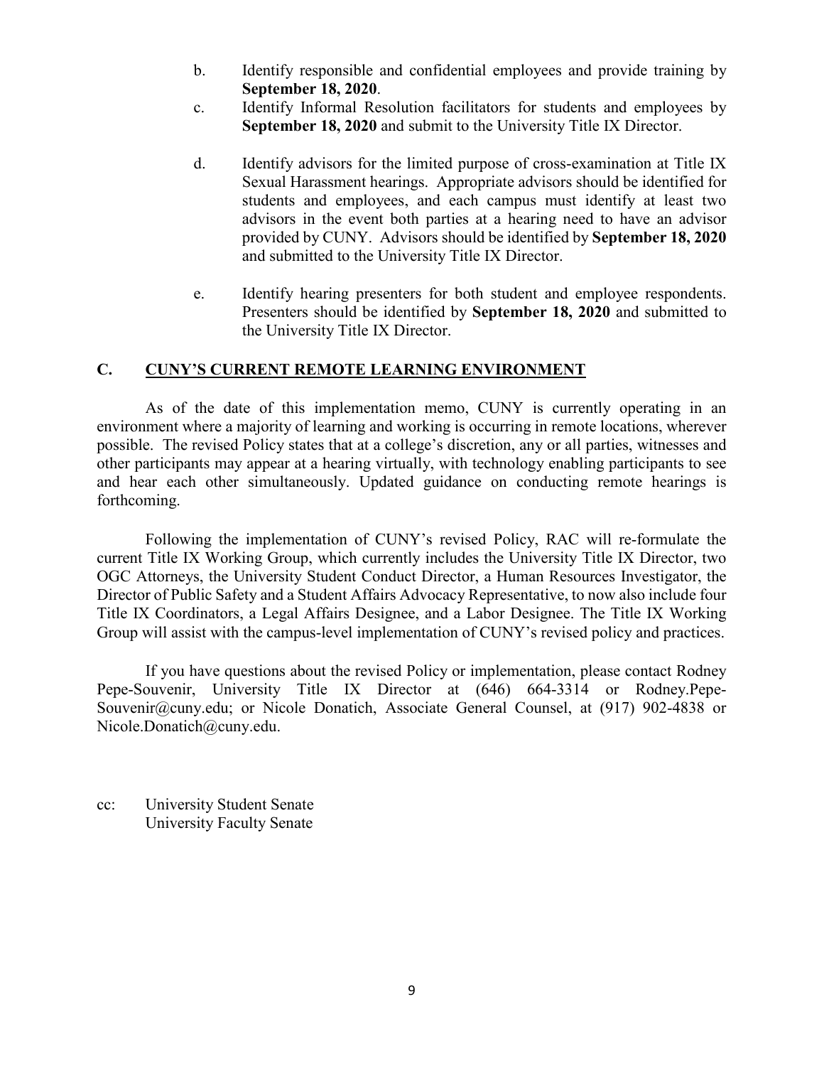b. Identify responsible and confidential employees and provide training by **September 18, 2020**.

c. Identify Informal Resolution facilitators for students and employees by **September 18, 2020** and submit to the University Title IX Director.

d. Identify advisors for the limited purpose of cross-examination at Title IX Sexual Harassment hearings. Appropriate advisors should be identified for students and employees, and each campus must identify at least two advisors in the event both parties at a hearing need to have an advisor provided by CUNY. Advisors should be identified by **September 18, 2020** and submitted to the University Title IX Director.

e. Identify hearing presenters for both student and employee respondents. Presenters should be identified by **September 18, 2020** and submitted to the University Title IX Director.

## C. CUNY'S CURRENT REMOTE LEARNING ENVIRONMENT

As of the date of this implementation memo, CUNY is currently operating in an environment where a majority of learning and working is occurring in remote locations, wherever possible. The revised Policy states that at a college's discretion, any or all parties, witnesses and other participants may appear at a hearing virtually, with technology enabling participants to see and hear each other simultaneously. Updated guidance on conducting remote hearings is forthcoming.

Following the implementation of CUNY's revised Policy, RAC will re-formulate the current Title IX Working Group, which currently includes the University Title IX Director, two OGC Attorneys, the University Student Conduct Director, a Human Resources Investigator, the Director of Public Safety and a Student Affairs Advocacy Representative, to now also include four Title IX Coordinators, a Legal Affairs Designee, and a Labor Designee. The Title IX Working Group will assist with the campus-level implementation of CUNY's revised policy and practices.

If you have questions about the revised Policy or implementation, please contact Rodney Pepe-Souvenir, University Title IX Director at (646) 664-3314 or Rodney.Pepe-Souvenir@cuny.edu; or Nicole Donatich, Associate General Counsel, at (917) 902-4838 or Nicole.Donatich@cuny.edu.

cc: University Student Senate
University Faculty Senate